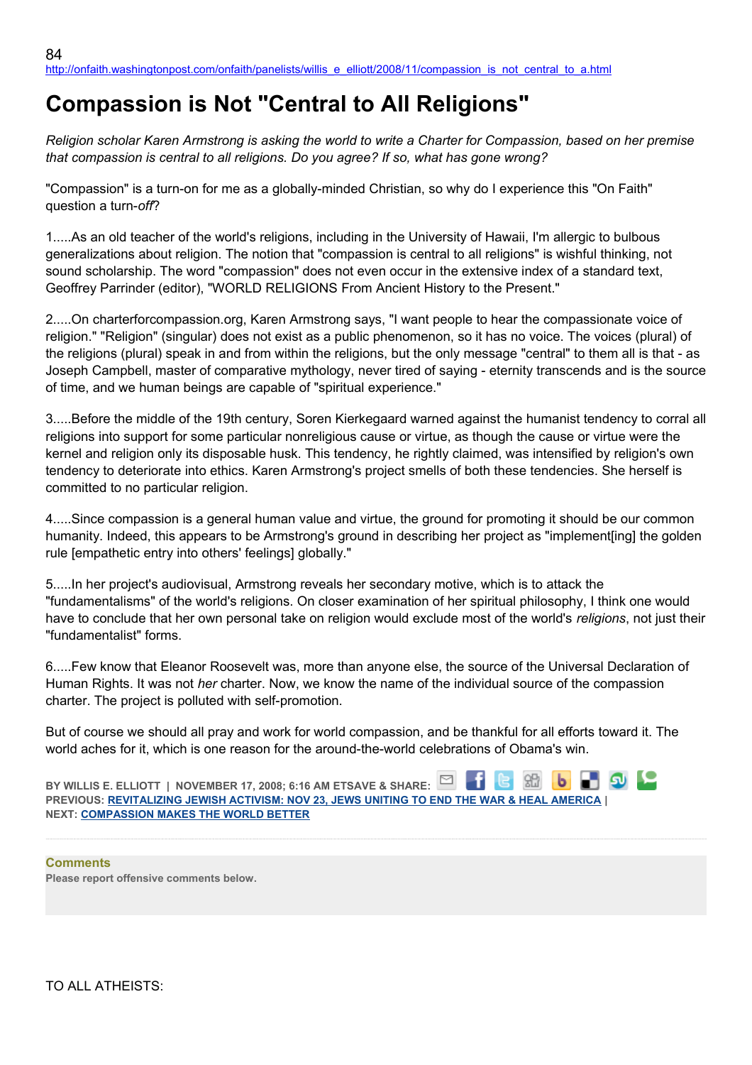http://onfaith.washingtonpost.com/onfaith/panelists/willis_e_elliott/2008/11/compassion_is_not_central_to_a.html

# Compassion is Not "Central to All Religions"

*Religion scholar Karen Armstrong is asking the world to write a Charter for Compassion, based on her premise that compassion is central to all religions. Do you agree? If so, what has gone wrong?*

"Compassion" is a turn-on for me as a globally-minded Christian, so why do I experience this "On Faith" question a turn-*off*?

1.....As an old teacher of the world's religions, including in the University of Hawaii, I'm allergic to bulbous generalizations about religion. The notion that "compassion is central to all religions" is wishful thinking, not sound scholarship. The word "compassion" does not even occur in the extensive index of a standard text, Geoffrey Parrinder (editor), "WORLD RELIGIONS From Ancient History to the Present."

2.....On charterforcompassion.org, Karen Armstrong says, "I want people to hear the compassionate voice of religion." "Religion" (singular) does not exist as a public phenomenon, so it has no voice. The voices (plural) of the religions (plural) speak in and from within the religions, but the only message "central" to them all is that - as Joseph Campbell, master of comparative mythology, never tired of saying - eternity transcends and is the source of time, and we human beings are capable of "spiritual experience."

3.....Before the middle of the 19th century, Soren Kierkegaard warned against the humanist tendency to corral all religions into support for some particular nonreligious cause or virtue, as though the cause or virtue were the kernel and religion only its disposable husk. This tendency, he rightly claimed, was intensified by religion's own tendency to deteriorate into ethics. Karen Armstrong's project smells of both these tendencies. She herself is committed to no particular religion.

4.....Since compassion is a general human value and virtue, the ground for promoting it should be our common humanity. Indeed, this appears to be Armstrong's ground in describing her project as "implement[ing] the golden rule [empathetic entry into others' feelings] globally."

5.....In her project's audiovisual, Armstrong reveals her secondary motive, which is to attack the "fundamentalisms" of the world's religions. On closer examination of her spiritual philosophy, I think one would have to conclude that her own personal take on religion would exclude most of the world's *religions*, not just their "fundamentalist" forms.

6.....Few know that Eleanor Roosevelt was, more than anyone else, the source of the Universal Declaration of Human Rights. It was not *her* charter. Now, we know the name of the individual source of the compassion charter. The project is polluted with self-promotion.

But of course we should all pray and work for world compassion, and be thankful for all efforts toward it. The world aches for it, which is one reason for the around-the-world celebrations of Obama's win.

**BY WILLIS E. ELLIOTT | NOVEMBER 17, 2008; 6:16 AM ET SAVE & SHARE:**
**PREVIOUS: REVITALIZING JEWISH ACTIVISM: NOV 23, JEWS UNITING TO END THE WAR & HEAL AMERICA |**
**NEXT: COMPASSION MAKES THE WORLD BETTER**

**Comments**
**Please report offensive comments below.**

TO ALL ATHEISTS: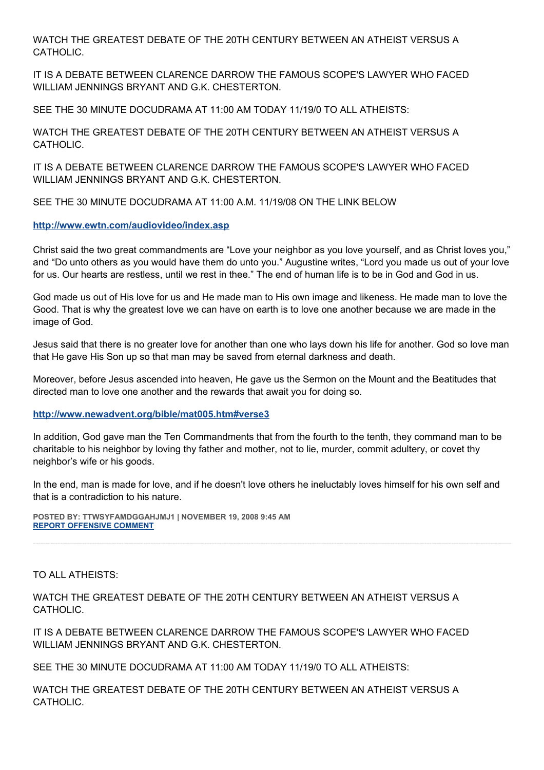WATCH THE GREATEST DEBATE OF THE 20TH CENTURY BETWEEN AN ATHEIST VERSUS A CATHOLIC.

IT IS A DEBATE BETWEEN CLARENCE DARROW THE FAMOUS SCOPE'S LAWYER WHO FACED WILLIAM JENNINGS BRYANT AND G.K. CHESTERTON.

SEE THE 30 MINUTE DOCUDRAMA AT 11:00 AM TODAY 11/19/0 TO ALL ATHEISTS:

WATCH THE GREATEST DEBATE OF THE 20TH CENTURY BETWEEN AN ATHEIST VERSUS A CATHOLIC.

IT IS A DEBATE BETWEEN CLARENCE DARROW THE FAMOUS SCOPE'S LAWYER WHO FACED WILLIAM JENNINGS BRYANT AND G.K. CHESTERTON.

SEE THE 30 MINUTE DOCUDRAMA AT 11:00 A.M. 11/19/08 ON THE LINK BELOW

**http://www.ewtn.com/audiovideo/index.asp**

Christ said the two great commandments are "Love your neighbor as you love yourself, and as Christ loves you," and "Do unto others as you would have them do unto you." Augustine writes, "Lord you made us out of your love for us. Our hearts are restless, until we rest in thee." The end of human life is to be in God and God in us.

God made us out of His love for us and He made man to His own image and likeness. He made man to love the Good. That is why the greatest love we can have on earth is to love one another because we are made in the image of God.

Jesus said that there is no greater love for another than one who lays down his life for another. God so love man that He gave His Son up so that man may be saved from eternal darkness and death.

Moreover, before Jesus ascended into heaven, He gave us the Sermon on the Mount and the Beatitudes that directed man to love one another and the rewards that await you for doing so.

**http://www.newadvent.org/bible/mat005.htm#verse3**

In addition, God gave man the Ten Commandments that from the fourth to the tenth, they command man to be charitable to his neighbor by loving thy father and mother, not to lie, murder, commit adultery, or covet thy neighbor's wife or his goods.

In the end, man is made for love, and if he doesn't love others he ineluctably loves himself for his own self and that is a contradiction to his nature.

**POSTED BY: TTWSYFAMDGGAHJMJ1 | NOVEMBER 19, 2008 9:45 AM**
**REPORT OFFENSIVE COMMENT**

---

TO ALL ATHEISTS:

WATCH THE GREATEST DEBATE OF THE 20TH CENTURY BETWEEN AN ATHEIST VERSUS A CATHOLIC.

IT IS A DEBATE BETWEEN CLARENCE DARROW THE FAMOUS SCOPE'S LAWYER WHO FACED WILLIAM JENNINGS BRYANT AND G.K. CHESTERTON.

SEE THE 30 MINUTE DOCUDRAMA AT 11:00 AM TODAY 11/19/0 TO ALL ATHEISTS:

WATCH THE GREATEST DEBATE OF THE 20TH CENTURY BETWEEN AN ATHEIST VERSUS A CATHOLIC.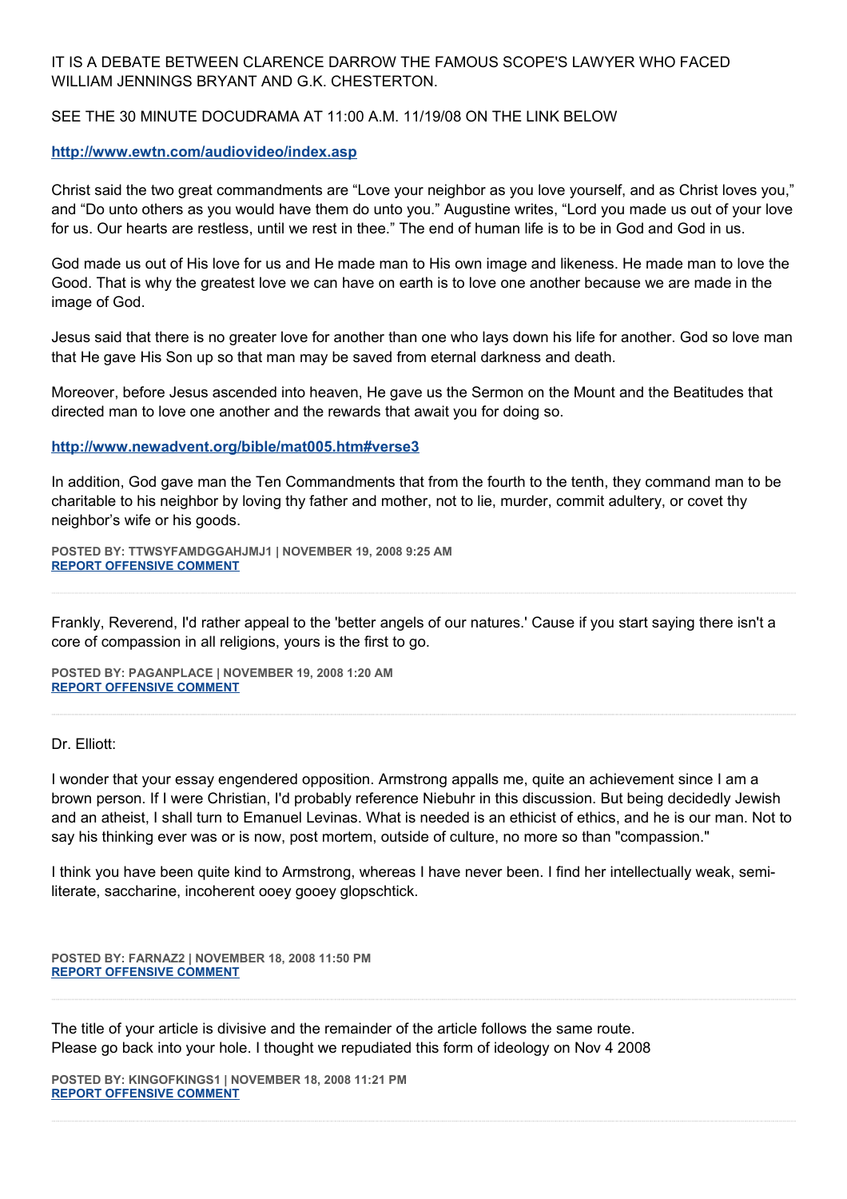IT IS A DEBATE BETWEEN CLARENCE DARROW THE FAMOUS SCOPE'S LAWYER WHO FACED WILLIAM JENNINGS BRYANT AND G.K. CHESTERTON.

SEE THE 30 MINUTE DOCUDRAMA AT 11:00 A.M. 11/19/08 ON THE LINK BELOW

**http://www.ewtn.com/audiovideo/index.asp**

Christ said the two great commandments are "Love your neighbor as you love yourself, and as Christ loves you," and "Do unto others as you would have them do unto you." Augustine writes, "Lord you made us out of your love for us. Our hearts are restless, until we rest in thee." The end of human life is to be in God and God in us.

God made us out of His love for us and He made man to His own image and likeness. He made man to love the Good. That is why the greatest love we can have on earth is to love one another because we are made in the image of God.

Jesus said that there is no greater love for another than one who lays down his life for another. God so love man that He gave His Son up so that man may be saved from eternal darkness and death.

Moreover, before Jesus ascended into heaven, He gave us the Sermon on the Mount and the Beatitudes that directed man to love one another and the rewards that await you for doing so.

**http://www.newadvent.org/bible/mat005.htm#verse3**

In addition, God gave man the Ten Commandments that from the fourth to the tenth, they command man to be charitable to his neighbor by loving thy father and mother, not to lie, murder, commit adultery, or covet thy neighbor's wife or his goods.

**POSTED BY: TTWSYFAMDGGAHJMJ1 | NOVEMBER 19, 2008 9:25 AM**
**REPORT OFFENSIVE COMMENT**

---

Frankly, Reverend, I'd rather appeal to the 'better angels of our natures.' Cause if you start saying there isn't a core of compassion in all religions, yours is the first to go.

**POSTED BY: PAGANPLACE | NOVEMBER 19, 2008 1:20 AM**
**REPORT OFFENSIVE COMMENT**

---

Dr. Elliott:

I wonder that your essay engendered opposition. Armstrong appalls me, quite an achievement since I am a brown person. If I were Christian, I'd probably reference Niebuhr in this discussion. But being decidedly Jewish and an atheist, I shall turn to Emanuel Levinas. What is needed is an ethicist of ethics, and he is our man. Not to say his thinking ever was or is now, post mortem, outside of culture, no more so than "compassion."

I think you have been quite kind to Armstrong, whereas I have never been. I find her intellectually weak, semi-literate, saccharine, incoherent ooey gooey glopschtick.

**POSTED BY: FARNAZ2 | NOVEMBER 18, 2008 11:50 PM**
**REPORT OFFENSIVE COMMENT**

---

The title of your article is divisive and the remainder of the article follows the same route.
Please go back into your hole. I thought we repudiated this form of ideology on Nov 4 2008

**POSTED BY: KINGOFKINGS1 | NOVEMBER 18, 2008 11:21 PM**
**REPORT OFFENSIVE COMMENT**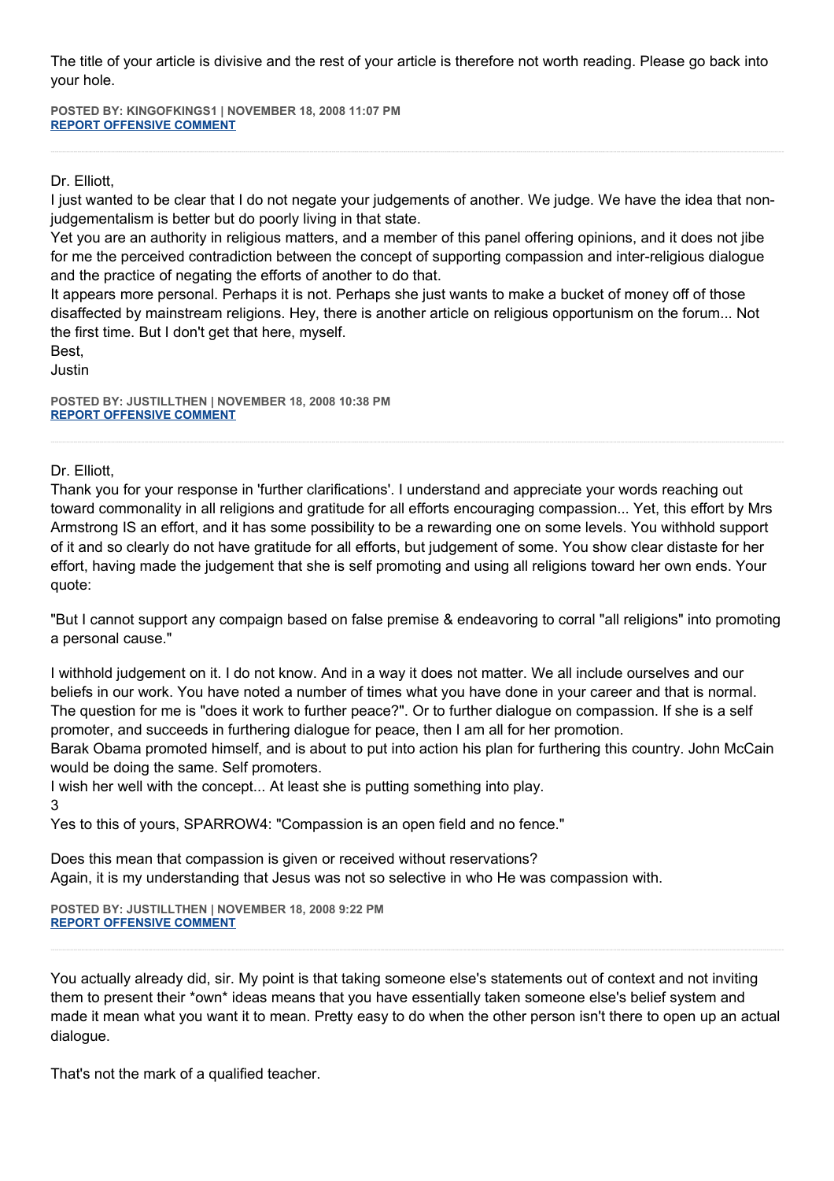The title of your article is divisive and the rest of your article is therefore not worth reading. Please go back into your hole.

**POSTED BY: KINGOFKINGS1 | NOVEMBER 18, 2008 11:07 PM**
**REPORT OFFENSIVE COMMENT**

---

Dr. Elliott,
I just wanted to be clear that I do not negate your judgements of another. We judge. We have the idea that non-judgementalism is better but do poorly living in that state.
Yet you are an authority in religious matters, and a member of this panel offering opinions, and it does not jibe for me the perceived contradiction between the concept of supporting compassion and inter-religious dialogue and the practice of negating the efforts of another to do that.
It appears more personal. Perhaps it is not. Perhaps she just wants to make a bucket of money off of those disaffected by mainstream religions. Hey, there is another article on religious opportunism on the forum... Not the first time. But I don't get that here, myself.
Best,
Justin

**POSTED BY: JUSTILLTHEN | NOVEMBER 18, 2008 10:38 PM**
**REPORT OFFENSIVE COMMENT**

---

Dr. Elliott,
Thank you for your response in 'further clarifications'. I understand and appreciate your words reaching out toward commonality in all religions and gratitude for all efforts encouraging compassion... Yet, this effort by Mrs Armstrong IS an effort, and it has some possibility to be a rewarding one on some levels. You withhold support of it and so clearly do not have gratitude for all efforts, but judgement of some. You show clear distaste for her effort, having made the judgement that she is self promoting and using all religions toward her own ends. Your quote:

"But I cannot support any compaign based on false premise & endeavoring to corral "all religions" into promoting a personal cause."

I withhold judgement on it. I do not know. And in a way it does not matter. We all include ourselves and our beliefs in our work. You have noted a number of times what you have done in your career and that is normal. The question for me is "does it work to further peace?". Or to further dialogue on compassion. If she is a self promoter, and succeeds in furthering dialogue for peace, then I am all for her promotion.
Barak Obama promoted himself, and is about to put into action his plan for furthering this country. John McCain would be doing the same. Self promoters.
I wish her well with the concept... At least she is putting something into play.
3
Yes to this of yours, SPARROW4: "Compassion is an open field and no fence."

Does this mean that compassion is given or received without reservations?
Again, it is my understanding that Jesus was not so selective in who He was compassion with.

**POSTED BY: JUSTILLTHEN | NOVEMBER 18, 2008 9:22 PM**
**REPORT OFFENSIVE COMMENT**

---

You actually already did, sir. My point is that taking someone else's statements out of context and not inviting them to present their *own* ideas means that you have essentially taken someone else's belief system and made it mean what you want it to mean. Pretty easy to do when the other person isn't there to open up an actual dialogue.

That's not the mark of a qualified teacher.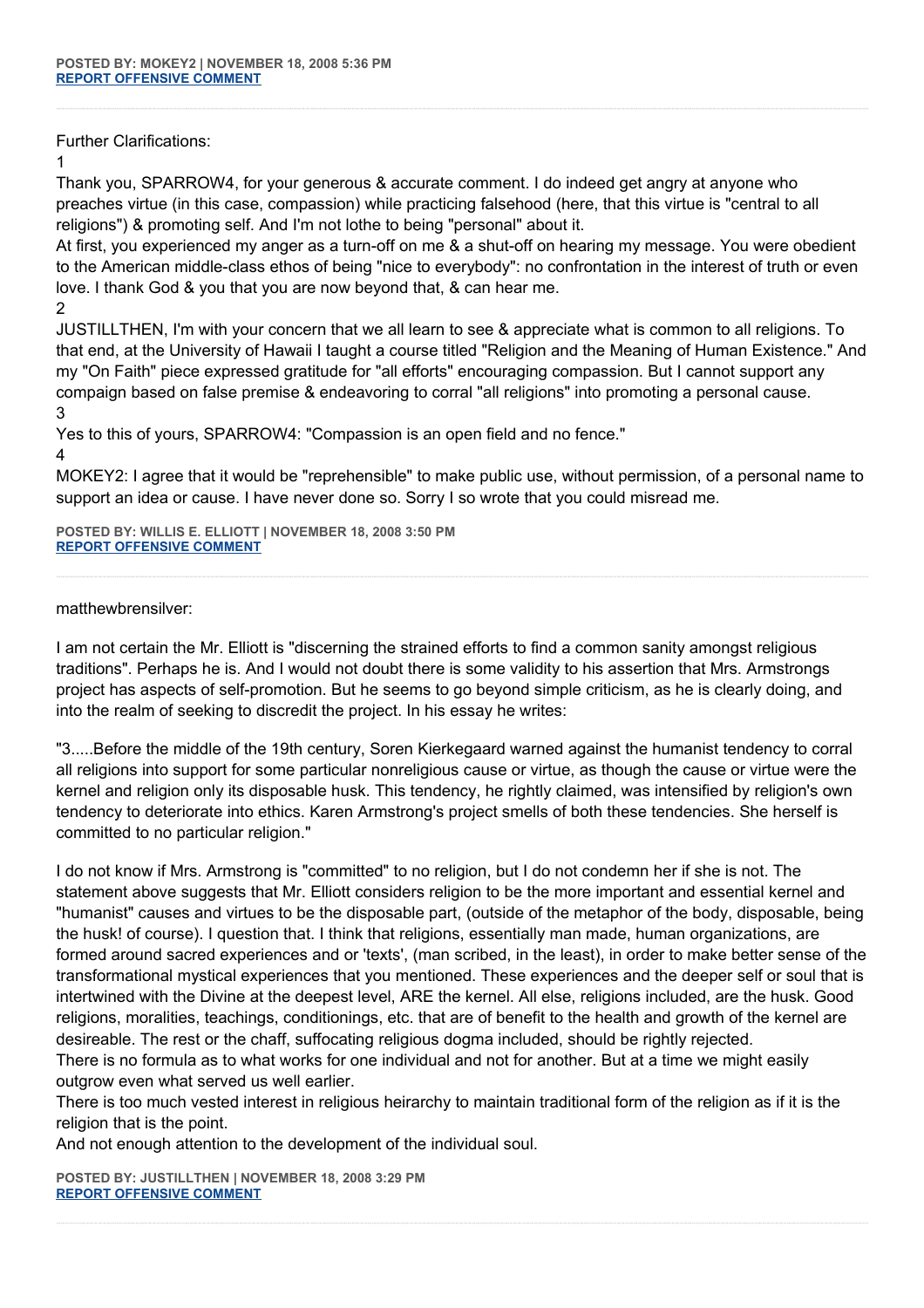**POSTED BY: MOKEY2 | NOVEMBER 18, 2008 5:36 PM**
**REPORT OFFENSIVE COMMENT**

---

Further Clarifications:
1
Thank you, SPARROW4, for your generous & accurate comment. I do indeed get angry at anyone who preaches virtue (in this case, compassion) while practicing falsehood (here, that this virtue is "central to all religions") & promoting self. And I'm not lothe to being "personal" about it.
At first, you experienced my anger as a turn-off on me & a shut-off on hearing my message. You were obedient to the American middle-class ethos of being "nice to everybody": no confrontation in the interest of truth or even love. I thank God & you that you are now beyond that, & can hear me.
2
JUSTILLTHEN, I'm with your concern that we all learn to see & appreciate what is common to all religions. To that end, at the University of Hawaii I taught a course titled "Religion and the Meaning of Human Existence." And my "On Faith" piece expressed gratitude for "all efforts" encouraging compassion. But I cannot support any compaign based on false premise & endeavoring to corral "all religions" into promoting a personal cause.
3
Yes to this of yours, SPARROW4: "Compassion is an open field and no fence."
4
MOKEY2: I agree that it would be "reprehensible" to make public use, without permission, of a personal name to support an idea or cause. I have never done so. Sorry I so wrote that you could misread me.

**POSTED BY: WILLIS E. ELLIOTT | NOVEMBER 18, 2008 3:50 PM**
**REPORT OFFENSIVE COMMENT**

---

matthewbrensilver:

I am not certain the Mr. Elliott is "discerning the strained efforts to find a common sanity amongst religious traditions". Perhaps he is. And I would not doubt there is some validity to his assertion that Mrs. Armstrongs project has aspects of self-promotion. But he seems to go beyond simple criticism, as he is clearly doing, and into the realm of seeking to discredit the project. In his essay he writes:

"3.....Before the middle of the 19th century, Soren Kierkegaard warned against the humanist tendency to corral all religions into support for some particular nonreligious cause or virtue, as though the cause or virtue were the kernel and religion only its disposable husk. This tendency, he rightly claimed, was intensified by religion's own tendency to deteriorate into ethics. Karen Armstrong's project smells of both these tendencies. She herself is committed to no particular religion."

I do not know if Mrs. Armstrong is "committed" to no religion, but I do not condemn her if she is not. The statement above suggests that Mr. Elliott considers religion to be the more important and essential kernel and "humanist" causes and virtues to be the disposable part, (outside of the metaphor of the body, disposable, being the husk! of course). I question that. I think that religions, essentially man made, human organizations, are formed around sacred experiences and or 'texts', (man scribed, in the least), in order to make better sense of the transformational mystical experiences that you mentioned. These experiences and the deeper self or soul that is intertwined with the Divine at the deepest level, ARE the kernel. All else, religions included, are the husk. Good religions, moralities, teachings, conditionings, etc. that are of benefit to the health and growth of the kernel are desireable. The rest or the chaff, suffocating religious dogma included, should be rightly rejected.
There is no formula as to what works for one individual and not for another. But at a time we might easily outgrow even what served us well earlier.
There is too much vested interest in religious heirarchy to maintain traditional form of the religion as if it is the religion that is the point.
And not enough attention to the development of the individual soul.

**POSTED BY: JUSTILLTHEN | NOVEMBER 18, 2008 3:29 PM**
**REPORT OFFENSIVE COMMENT**

---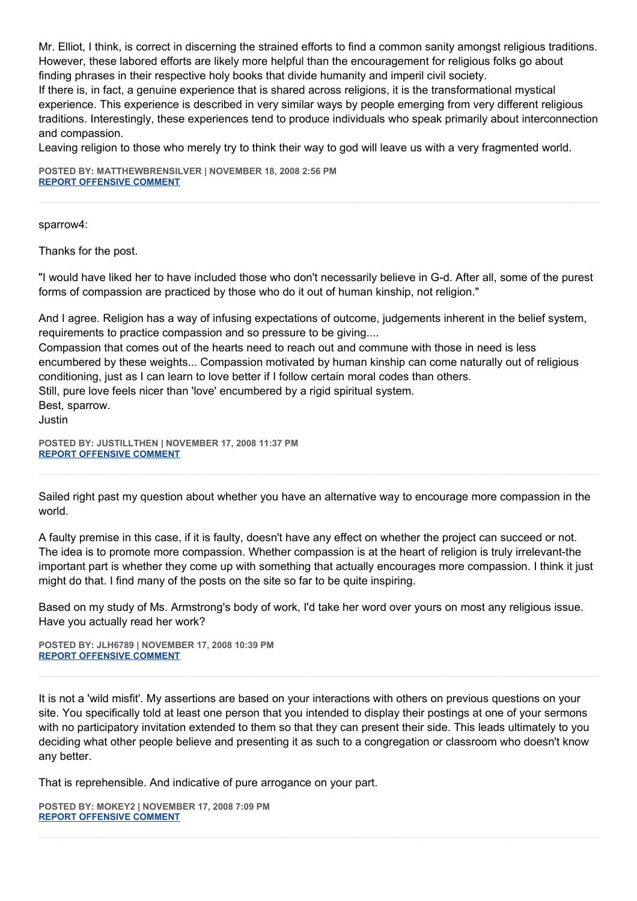Mr. Elliot, I think, is correct in discerning the strained efforts to find a common sanity amongst religious traditions. However, these labored efforts are likely more helpful than the encouragement for religious folks go about finding phrases in their respective holy books that divide humanity and imperil civil society.
If there is, in fact, a genuine experience that is shared across religions, it is the transformational mystical experience. This experience is described in very similar ways by people emerging from very different religious traditions. Interestingly, these experiences tend to produce individuals who speak primarily about interconnection and compassion.
Leaving religion to those who merely try to think their way to god will leave us with a very fragmented world.

**POSTED BY: MATTHEWBRENSILVER | NOVEMBER 18, 2008 2:56 PM**
**REPORT OFFENSIVE COMMENT**

---

sparrow4:

Thanks for the post.

"I would have liked her to have included those who don't necessarily believe in G-d. After all, some of the purest forms of compassion are practiced by those who do it out of human kinship, not religion."

And I agree. Religion has a way of infusing expectations of outcome, judgements inherent in the belief system, requirements to practice compassion and so pressure to be giving....
Compassion that comes out of the hearts need to reach out and commune with those in need is less encumbered by these weights... Compassion motivated by human kinship can come naturally out of religious conditioning, just as I can learn to love better if I follow certain moral codes than others.
Still, pure love feels nicer than 'love' encumbered by a rigid spiritual system.
Best, sparrow.
Justin

**POSTED BY: JUSTILLTHEN | NOVEMBER 17, 2008 11:37 PM**
**REPORT OFFENSIVE COMMENT**

---

Sailed right past my question about whether you have an alternative way to encourage more compassion in the world.

A faulty premise in this case, if it is faulty, doesn't have any effect on whether the project can succeed or not. The idea is to promote more compassion. Whether compassion is at the heart of religion is truly irrelevant-the important part is whether they come up with something that actually encourages more compassion. I think it just might do that. I find many of the posts on the site so far to be quite inspiring.

Based on my study of Ms. Armstrong's body of work, I'd take her word over yours on most any religious issue. Have you actually read her work?

**POSTED BY: JLH6789 | NOVEMBER 17, 2008 10:39 PM**
**REPORT OFFENSIVE COMMENT**

---

It is not a 'wild misfit'. My assertions are based on your interactions with others on previous questions on your site. You specifically told at least one person that you intended to display their postings at one of your sermons with no participatory invitation extended to them so that they can present their side. This leads ultimately to you deciding what other people believe and presenting it as such to a congregation or classroom who doesn't know any better.

That is reprehensible. And indicative of pure arrogance on your part.

**POSTED BY: MOKEY2 | NOVEMBER 17, 2008 7:09 PM**
**REPORT OFFENSIVE COMMENT**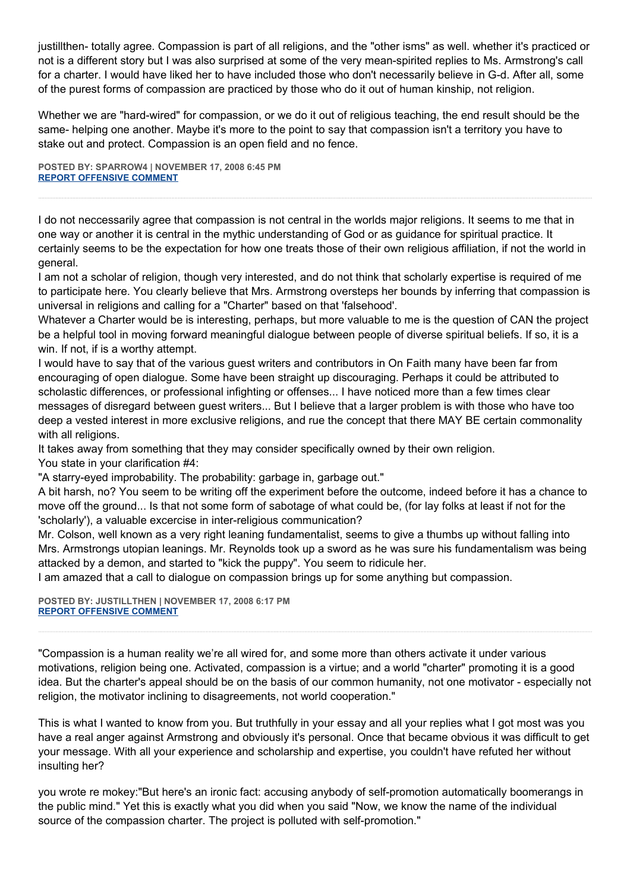justillthen- totally agree. Compassion is part of all religions, and the "other isms" as well. whether it's practiced or not is a different story but I was also surprised at some of the very mean-spirited replies to Ms. Armstrong's call for a charter. I would have liked her to have included those who don't necessarily believe in G-d. After all, some of the purest forms of compassion are practiced by those who do it out of human kinship, not religion.

Whether we are "hard-wired" for compassion, or we do it out of religious teaching, the end result should be the same- helping one another. Maybe it's more to the point to say that compassion isn't a territory you have to stake out and protect. Compassion is an open field and no fence.

**POSTED BY: SPARROW4 | NOVEMBER 17, 2008 6:45 PM**
**REPORT OFFENSIVE COMMENT**

---

I do not neccessarily agree that compassion is not central in the worlds major religions. It seems to me that in one way or another it is central in the mythic understanding of God or as guidance for spiritual practice. It certainly seems to be the expectation for how one treats those of their own religious affiliation, if not the world in general.
I am not a scholar of religion, though very interested, and do not think that scholarly expertise is required of me to participate here. You clearly believe that Mrs. Armstrong oversteps her bounds by inferring that compassion is universal in religions and calling for a "Charter" based on that 'falsehood'.
Whatever a Charter would be is interesting, perhaps, but more valuable to me is the question of CAN the project be a helpful tool in moving forward meaningful dialogue between people of diverse spiritual beliefs. If so, it is a win. If not, if is a worthy attempt.
I would have to say that of the various guest writers and contributors in On Faith many have been far from encouraging of open dialogue. Some have been straight up discouraging. Perhaps it could be attributed to scholastic differences, or professional infighting or offenses... I have noticed more than a few times clear messages of disregard between guest writers... But I believe that a larger problem is with those who have too deep a vested interest in more exclusive religions, and rue the concept that there MAY BE certain commonality with all religions.
It takes away from something that they may consider specifically owned by their own religion.
You state in your clarification #4:
"A starry-eyed improbability. The probability: garbage in, garbage out."
A bit harsh, no? You seem to be writing off the experiment before the outcome, indeed before it has a chance to move off the ground... Is that not some form of sabotage of what could be, (for lay folks at least if not for the 'scholarly'), a valuable excercise in inter-religious communication?
Mr. Colson, well known as a very right leaning fundamentalist, seems to give a thumbs up without falling into Mrs. Armstrongs utopian leanings. Mr. Reynolds took up a sword as he was sure his fundamentalism was being attacked by a demon, and started to "kick the puppy". You seem to ridicule her.
I am amazed that a call to dialogue on compassion brings up for some anything but compassion.

**POSTED BY: JUSTILLTHEN | NOVEMBER 17, 2008 6:17 PM**
**REPORT OFFENSIVE COMMENT**

---

"Compassion is a human reality we're all wired for, and some more than others activate it under various motivations, religion being one. Activated, compassion is a virtue; and a world "charter" promoting it is a good idea. But the charter's appeal should be on the basis of our common humanity, not one motivator - especially not religion, the motivator inclining to disagreements, not world cooperation."

This is what I wanted to know from you. But truthfully in your essay and all your replies what I got most was you have a real anger against Armstrong and obviously it's personal. Once that became obvious it was difficult to get your message. With all your experience and scholarship and expertise, you couldn't have refuted her without insulting her?

you wrote re mokey:"But here's an ironic fact: accusing anybody of self-promotion automatically boomerangs in the public mind." Yet this is exactly what you did when you said "Now, we know the name of the individual source of the compassion charter. The project is polluted with self-promotion."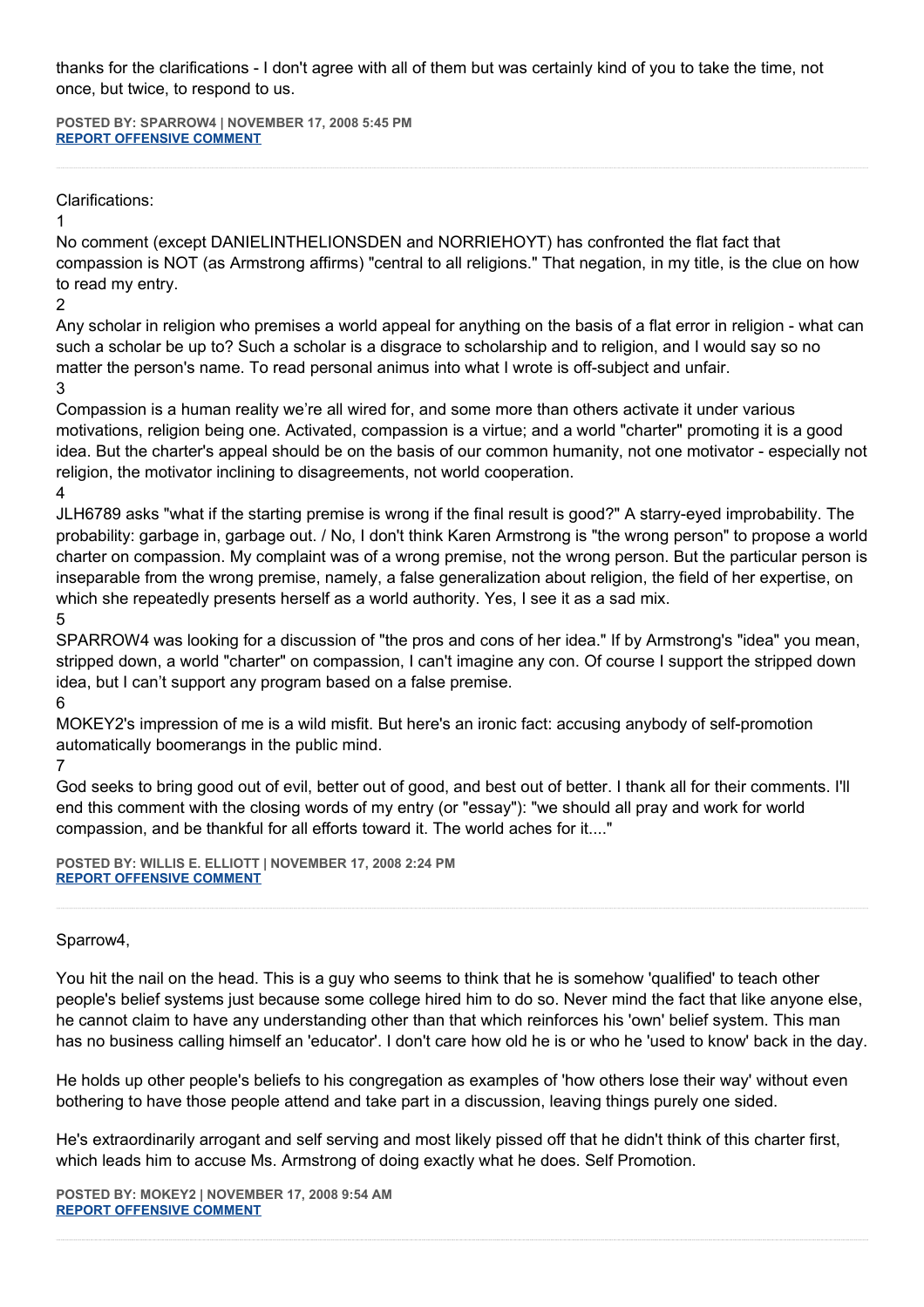thanks for the clarifications - I don't agree with all of them but was certainly kind of you to take the time, not once, but twice, to respond to us.

**POSTED BY: SPARROW4 | NOVEMBER 17, 2008 5:45 PM**
**REPORT OFFENSIVE COMMENT**

---

Clarifications:

1

No comment (except DANIELINTHELIONSDEN and NORRIEHOYT) has confronted the flat fact that compassion is NOT (as Armstrong affirms) "central to all religions." That negation, in my title, is the clue on how to read my entry.

2

Any scholar in religion who premises a world appeal for anything on the basis of a flat error in religion - what can such a scholar be up to? Such a scholar is a disgrace to scholarship and to religion, and I would say so no matter the person's name. To read personal animus into what I wrote is off-subject and unfair.

3

Compassion is a human reality we're all wired for, and some more than others activate it under various motivations, religion being one. Activated, compassion is a virtue; and a world "charter" promoting it is a good idea. But the charter's appeal should be on the basis of our common humanity, not one motivator - especially not religion, the motivator inclining to disagreements, not world cooperation.

4

JLH6789 asks "what if the starting premise is wrong if the final result is good?" A starry-eyed improbability. The probability: garbage in, garbage out. / No, I don't think Karen Armstrong is "the wrong person" to propose a world charter on compassion. My complaint was of a wrong premise, not the wrong person. But the particular person is inseparable from the wrong premise, namely, a false generalization about religion, the field of her expertise, on which she repeatedly presents herself as a world authority. Yes, I see it as a sad mix.

5

SPARROW4 was looking for a discussion of "the pros and cons of her idea." If by Armstrong's "idea" you mean, stripped down, a world "charter" on compassion, I can't imagine any con. Of course I support the stripped down idea, but I can't support any program based on a false premise.

6

MOKEY2's impression of me is a wild misfit. But here's an ironic fact: accusing anybody of self-promotion automatically boomerangs in the public mind.

7

God seeks to bring good out of evil, better out of good, and best out of better. I thank all for their comments. I'll end this comment with the closing words of my entry (or "essay"): "we should all pray and work for world compassion, and be thankful for all efforts toward it. The world aches for it...."

**POSTED BY: WILLIS E. ELLIOTT | NOVEMBER 17, 2008 2:24 PM**
**REPORT OFFENSIVE COMMENT**

---

Sparrow4,

You hit the nail on the head. This is a guy who seems to think that he is somehow 'qualified' to teach other people's belief systems just because some college hired him to do so. Never mind the fact that like anyone else, he cannot claim to have any understanding other than that which reinforces his 'own' belief system. This man has no business calling himself an 'educator'. I don't care how old he is or who he 'used to know' back in the day.

He holds up other people's beliefs to his congregation as examples of 'how others lose their way' without even bothering to have those people attend and take part in a discussion, leaving things purely one sided.

He's extraordinarily arrogant and self serving and most likely pissed off that he didn't think of this charter first, which leads him to accuse Ms. Armstrong of doing exactly what he does. Self Promotion.

**POSTED BY: MOKEY2 | NOVEMBER 17, 2008 9:54 AM**
**REPORT OFFENSIVE COMMENT**

---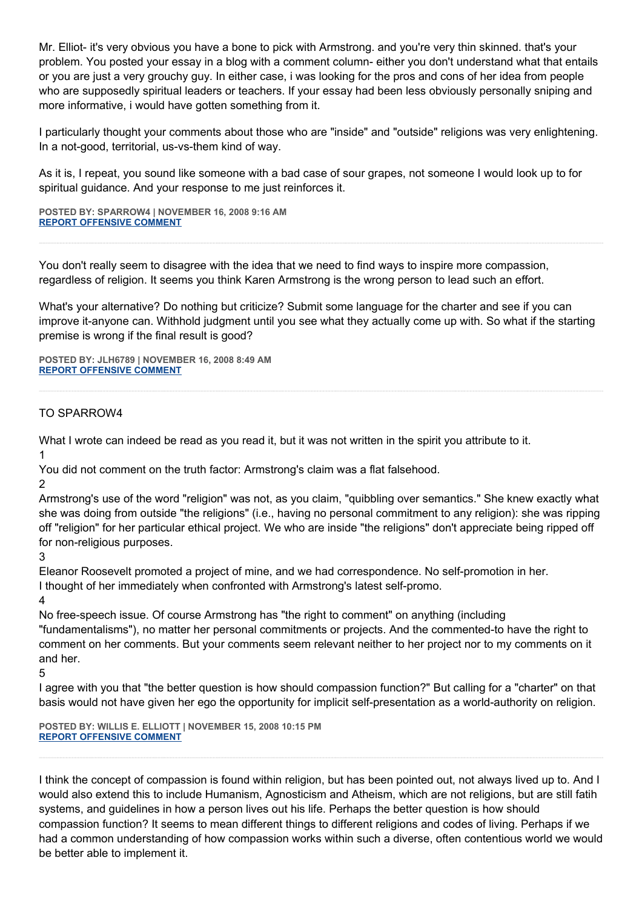Mr. Elliot- it's very obvious you have a bone to pick with Armstrong. and you're very thin skinned. that's your problem. You posted your essay in a blog with a comment column- either you don't understand what that entails or you are just a very grouchy guy. In either case, i was looking for the pros and cons of her idea from people who are supposedly spiritual leaders or teachers. If your essay had been less obviously personally sniping and more informative, i would have gotten something from it.

I particularly thought your comments about those who are "inside" and "outside" religions was very enlightening. In a not-good, territorial, us-vs-them kind of way.

As it is, I repeat, you sound like someone with a bad case of sour grapes, not someone I would look up to for spiritual guidance. And your response to me just reinforces it.

**POSTED BY: SPARROW4 | NOVEMBER 16, 2008 9:16 AM**
**REPORT OFFENSIVE COMMENT**

---

You don't really seem to disagree with the idea that we need to find ways to inspire more compassion, regardless of religion. It seems you think Karen Armstrong is the wrong person to lead such an effort.

What's your alternative? Do nothing but criticize? Submit some language for the charter and see if you can improve it-anyone can. Withhold judgment until you see what they actually come up with. So what if the starting premise is wrong if the final result is good?

**POSTED BY: JLH6789 | NOVEMBER 16, 2008 8:49 AM**
**REPORT OFFENSIVE COMMENT**

---

TO SPARROW4

What I wrote can indeed be read as you read it, but it was not written in the spirit you attribute to it.

1
You did not comment on the truth factor: Armstrong's claim was a flat falsehood.

2
Armstrong's use of the word "religion" was not, as you claim, "quibbling over semantics." She knew exactly what she was doing from outside "the religions" (i.e., having no personal commitment to any religion): she was ripping off "religion" for her particular ethical project. We who are inside "the religions" don't appreciate being ripped off for non-religious purposes.

3
Eleanor Roosevelt promoted a project of mine, and we had correspondence. No self-promotion in her.
I thought of her immediately when confronted with Armstrong's latest self-promo.

4
No free-speech issue. Of course Armstrong has "the right to comment" on anything (including "fundamentalisms"), no matter her personal commitments or projects. And the commented-to have the right to comment on her comments. But your comments seem relevant neither to her project nor to my comments on it and her.

5
I agree with you that "the better question is how should compassion function?" But calling for a "charter" on that basis would not have given her ego the opportunity for implicit self-presentation as a world-authority on religion.

**POSTED BY: WILLIS E. ELLIOTT | NOVEMBER 15, 2008 10:15 PM**
**REPORT OFFENSIVE COMMENT**

---

I think the concept of compassion is found within religion, but has been pointed out, not always lived up to. And I would also extend this to include Humanism, Agnosticism and Atheism, which are not religions, but are still fatih systems, and guidelines in how a person lives out his life. Perhaps the better question is how should compassion function? It seems to mean different things to different religions and codes of living. Perhaps if we had a common understanding of how compassion works within such a diverse, often contentious world we would be better able to implement it.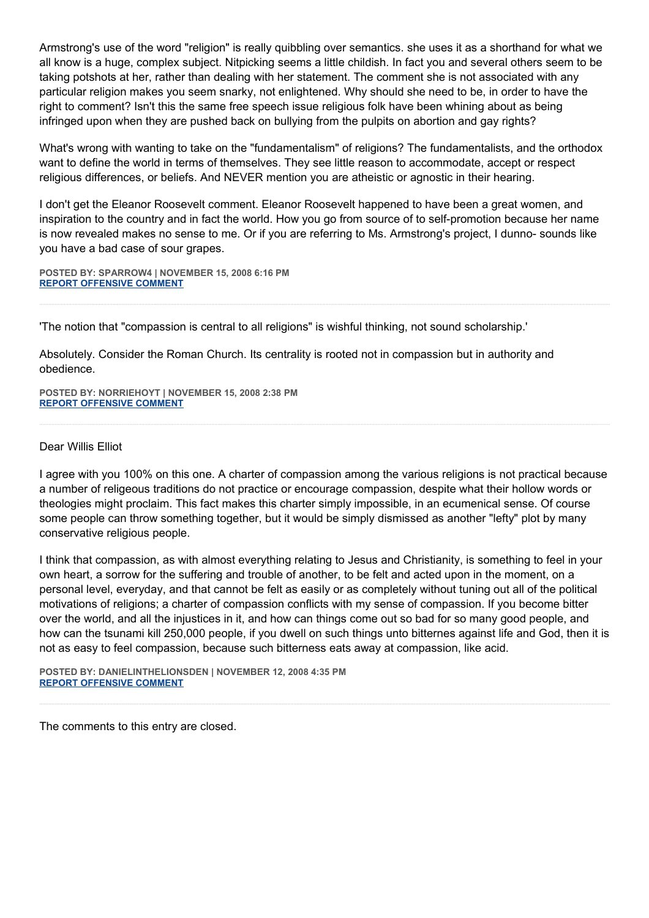Armstrong's use of the word "religion" is really quibbling over semantics. she uses it as a shorthand for what we all know is a huge, complex subject. Nitpicking seems a little childish. In fact you and several others seem to be taking potshots at her, rather than dealing with her statement. The comment she is not associated with any particular religion makes you seem snarky, not enlightened. Why should she need to be, in order to have the right to comment? Isn't this the same free speech issue religious folk have been whining about as being infringed upon when they are pushed back on bullying from the pulpits on abortion and gay rights?

What's wrong with wanting to take on the "fundamentalism" of religions? The fundamentalists, and the orthodox want to define the world in terms of themselves. They see little reason to accommodate, accept or respect religious differences, or beliefs. And NEVER mention you are atheistic or agnostic in their hearing.

I don't get the Eleanor Roosevelt comment. Eleanor Roosevelt happened to have been a great women, and inspiration to the country and in fact the world. How you go from source of to self-promotion because her name is now revealed makes no sense to me. Or if you are referring to Ms. Armstrong's project, I dunno- sounds like you have a bad case of sour grapes.

**POSTED BY: SPARROW4 | NOVEMBER 15, 2008 6:16 PM**
**REPORT OFFENSIVE COMMENT**

---

'The notion that "compassion is central to all religions" is wishful thinking, not sound scholarship.'

Absolutely. Consider the Roman Church. Its centrality is rooted not in compassion but in authority and obedience.

**POSTED BY: NORRIEHOYT | NOVEMBER 15, 2008 2:38 PM**
**REPORT OFFENSIVE COMMENT**

---

Dear Willis Elliot

I agree with you 100% on this one. A charter of compassion among the various religions is not practical because a number of religeous traditions do not practice or encourage compassion, despite what their hollow words or theologies might proclaim. This fact makes this charter simply impossible, in an ecumenical sense. Of course some people can throw something together, but it would be simply dismissed as another "lefty" plot by many conservative religious people.

I think that compassion, as with almost everything relating to Jesus and Christianity, is something to feel in your own heart, a sorrow for the suffering and trouble of another, to be felt and acted upon in the moment, on a personal level, everyday, and that cannot be felt as easily or as completely without tuning out all of the political motivations of religions; a charter of compassion conflicts with my sense of compassion. If you become bitter over the world, and all the injustices in it, and how can things come out so bad for so many good people, and how can the tsunami kill 250,000 people, if you dwell on such things unto bitternes against life and God, then it is not as easy to feel compassion, because such bitterness eats away at compassion, like acid.

**POSTED BY: DANIELINTHELIONSDEN | NOVEMBER 12, 2008 4:35 PM**
**REPORT OFFENSIVE COMMENT**

---

The comments to this entry are closed.